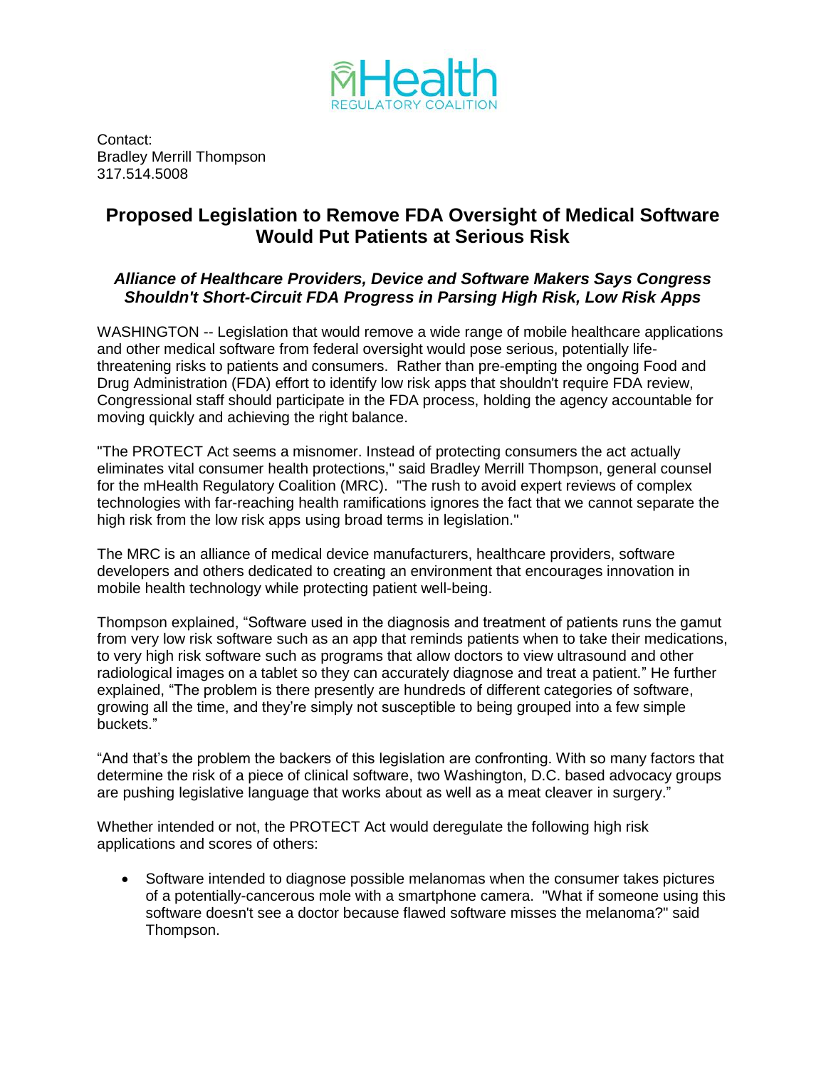mHealth
REGULATORY COALITION

Contact:
Bradley Merrill Thompson
317.514.5008

# Proposed Legislation to Remove FDA Oversight of Medical Software Would Put Patients at Serious Risk

***Alliance of Healthcare Providers, Device and Software Makers Says Congress Shouldn't Short-Circuit FDA Progress in Parsing High Risk, Low Risk Apps***

WASHINGTON -- Legislation that would remove a wide range of mobile healthcare applications and other medical software from federal oversight would pose serious, potentially life-threatening risks to patients and consumers. Rather than pre-empting the ongoing Food and Drug Administration (FDA) effort to identify low risk apps that shouldn't require FDA review, Congressional staff should participate in the FDA process, holding the agency accountable for moving quickly and achieving the right balance.

"The PROTECT Act seems a misnomer. Instead of protecting consumers the act actually eliminates vital consumer health protections," said Bradley Merrill Thompson, general counsel for the mHealth Regulatory Coalition (MRC). "The rush to avoid expert reviews of complex technologies with far-reaching health ramifications ignores the fact that we cannot separate the high risk from the low risk apps using broad terms in legislation."

The MRC is an alliance of medical device manufacturers, healthcare providers, software developers and others dedicated to creating an environment that encourages innovation in mobile health technology while protecting patient well-being.

Thompson explained, "Software used in the diagnosis and treatment of patients runs the gamut from very low risk software such as an app that reminds patients when to take their medications, to very high risk software such as programs that allow doctors to view ultrasound and other radiological images on a tablet so they can accurately diagnose and treat a patient." He further explained, "The problem is there presently are hundreds of different categories of software, growing all the time, and they're simply not susceptible to being grouped into a few simple buckets."

"And that's the problem the backers of this legislation are confronting. With so many factors that determine the risk of a piece of clinical software, two Washington, D.C. based advocacy groups are pushing legislative language that works about as well as a meat cleaver in surgery."

Whether intended or not, the PROTECT Act would deregulate the following high risk applications and scores of others:

- Software intended to diagnose possible melanomas when the consumer takes pictures of a potentially-cancerous mole with a smartphone camera. "What if someone using this software doesn't see a doctor because flawed software misses the melanoma?" said Thompson.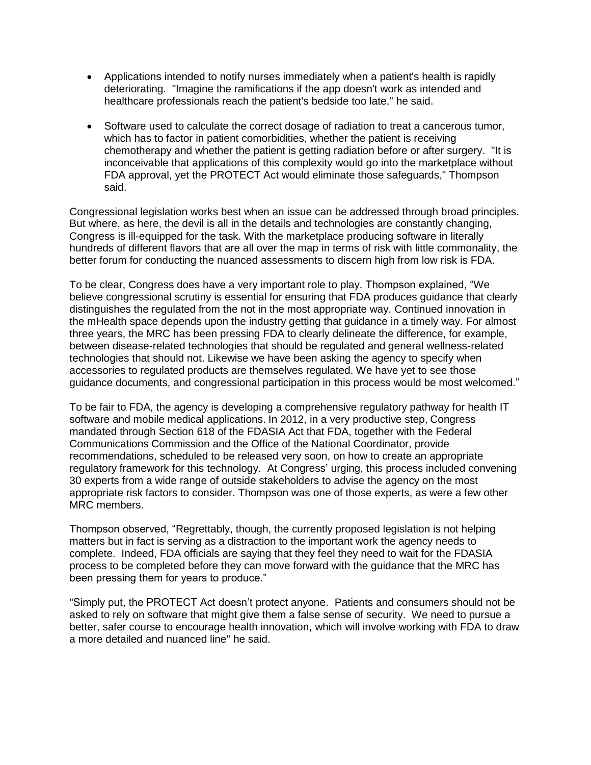- Applications intended to notify nurses immediately when a patient's health is rapidly deteriorating. "Imagine the ramifications if the app doesn't work as intended and healthcare professionals reach the patient's bedside too late," he said.

- Software used to calculate the correct dosage of radiation to treat a cancerous tumor, which has to factor in patient comorbidities, whether the patient is receiving chemotherapy and whether the patient is getting radiation before or after surgery. "It is inconceivable that applications of this complexity would go into the marketplace without FDA approval, yet the PROTECT Act would eliminate those safeguards," Thompson said.

Congressional legislation works best when an issue can be addressed through broad principles. But where, as here, the devil is all in the details and technologies are constantly changing, Congress is ill-equipped for the task. With the marketplace producing software in literally hundreds of different flavors that are all over the map in terms of risk with little commonality, the better forum for conducting the nuanced assessments to discern high from low risk is FDA.

To be clear, Congress does have a very important role to play. Thompson explained, "We believe congressional scrutiny is essential for ensuring that FDA produces guidance that clearly distinguishes the regulated from the not in the most appropriate way. Continued innovation in the mHealth space depends upon the industry getting that guidance in a timely way. For almost three years, the MRC has been pressing FDA to clearly delineate the difference, for example, between disease-related technologies that should be regulated and general wellness-related technologies that should not. Likewise we have been asking the agency to specify when accessories to regulated products are themselves regulated. We have yet to see those guidance documents, and congressional participation in this process would be most welcomed."

To be fair to FDA, the agency is developing a comprehensive regulatory pathway for health IT software and mobile medical applications. In 2012, in a very productive step, Congress mandated through Section 618 of the FDASIA Act that FDA, together with the Federal Communications Commission and the Office of the National Coordinator, provide recommendations, scheduled to be released very soon, on how to create an appropriate regulatory framework for this technology. At Congress' urging, this process included convening 30 experts from a wide range of outside stakeholders to advise the agency on the most appropriate risk factors to consider. Thompson was one of those experts, as were a few other MRC members.

Thompson observed, "Regrettably, though, the currently proposed legislation is not helping matters but in fact is serving as a distraction to the important work the agency needs to complete. Indeed, FDA officials are saying that they feel they need to wait for the FDASIA process to be completed before they can move forward with the guidance that the MRC has been pressing them for years to produce."

"Simply put, the PROTECT Act doesn't protect anyone. Patients and consumers should not be asked to rely on software that might give them a false sense of security. We need to pursue a better, safer course to encourage health innovation, which will involve working with FDA to draw a more detailed and nuanced line" he said.